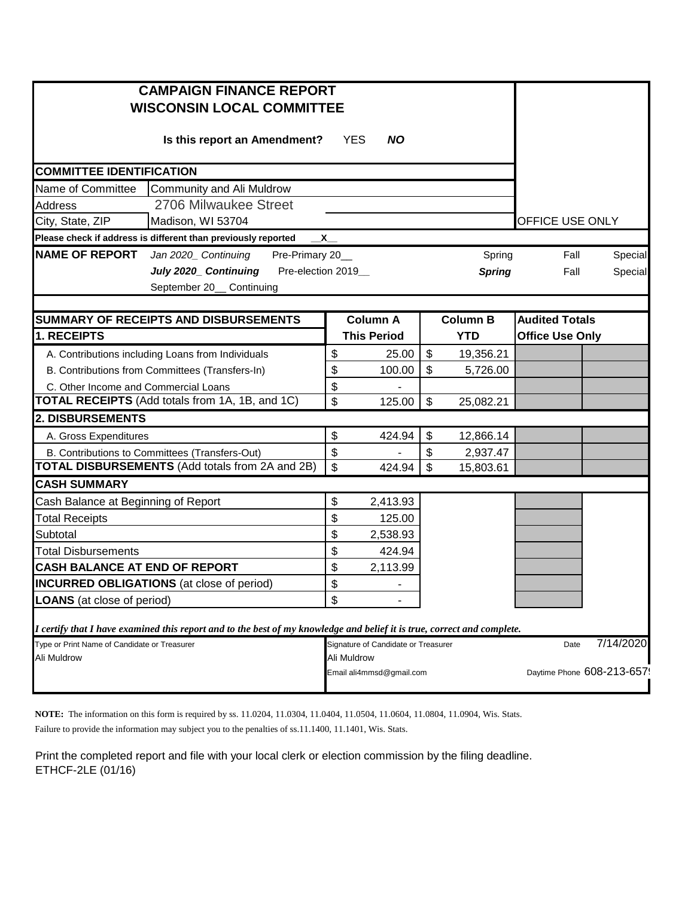# CAMPAIGN FINANCE REPORT
# WISCONSIN LOCAL COMMITTEE

**Is this report an Amendment?** YES ***NO***

## COMMITTEE IDENTIFICATION

| | |
|---|---|
| Name of Committee | Community and Ali Muldrow |
| Address | 2706 Milwaukee Street |
| City, State, ZIP | Madison, WI 53704 |

OFFICE USE ONLY

**Please check if address is different than previously reported** __X__

**NAME OF REPORT**

| | | | | |
|---|---|---|---|---|
| *Jan 2020_ Continuing* | Pre-Primary 20__ | Spring | Fall | Special |
| ***July 2020_ Continuing*** | Pre-election 2019__ | ***Spring*** | Fall | Special |
| September 20__ Continuing | | | | |

| SUMMARY OF RECEIPTS AND DISBURSEMENTS | Column A This Period | Column B YTD | Audited Totals Office Use Only | |
|---|---|---|---|---|
| **1. RECEIPTS** | | | | |
| A. Contributions including Loans from Individuals | $ 25.00 | $ 19,356.21 | | |
| B. Contributions from Committees (Transfers-In) | $ 100.00 | $ 5,726.00 | | |
| C. Other Income and Commercial Loans | $ - | | | |
| **TOTAL RECEIPTS** (Add totals from 1A, 1B, and 1C) | $ 125.00 | $ 25,082.21 | | |
| **2. DISBURSEMENTS** | | | | |
| A. Gross Expenditures | $ 424.94 | $ 12,866.14 | | |
| B. Contributions to Committees (Transfers-Out) | $ - | $ 2,937.47 | | |
| **TOTAL DISBURSEMENTS** (Add totals from 2A and 2B) | $ 424.94 | $ 15,803.61 | | |
| **CASH SUMMARY** | | | | |
| Cash Balance at Beginning of Report | $ 2,413.93 | | | |
| Total Receipts | $ 125.00 | | | |
| Subtotal | $ 2,538.93 | | | |
| Total Disbursements | $ 424.94 | | | |
| **CASH BALANCE AT END OF REPORT** | $ 2,113.99 | | | |
| **INCURRED OBLIGATIONS** (at close of period) | $ - | | | |
| **LOANS** (at close of period) | $ - | | | |

*I certify that I have examined this report and to the best of my knowledge and belief it is true, correct and complete.*

| Type or Print Name of Candidate or Treasurer | Signature of Candidate or Treasurer | Date 7/14/2020 |
|---|---|---|
| Ali Muldrow | Ali Muldrow | |
| | Email ali4mmsd@gmail.com | Daytime Phone 608-213-657 |

**NOTE:** The information on this form is required by ss. 11.0204, 11.0304, 11.0404, 11.0504, 11.0604, 11.0804, 11.0904, Wis. Stats. Failure to provide the information may subject you to the penalties of ss.11.1400, 11.1401, Wis. Stats.

Print the completed report and file with your local clerk or election commission by the filing deadline.
ETHCF-2LE (01/16)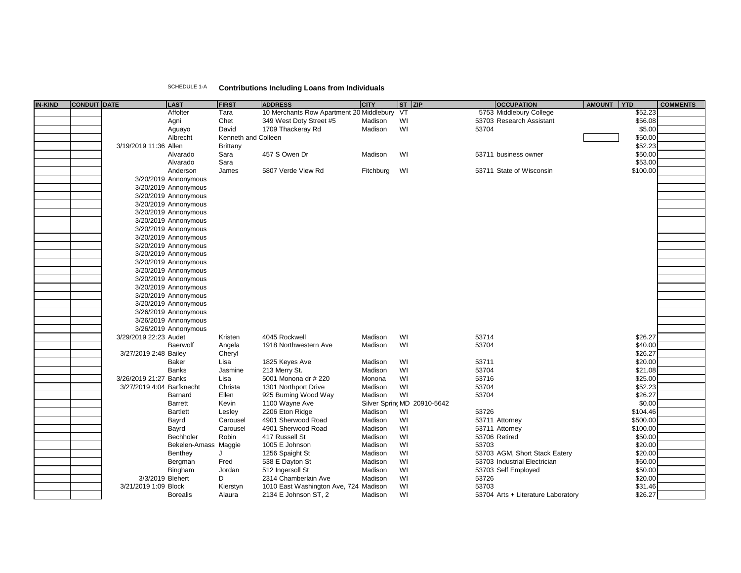SCHEDULE 1-A **Contributions Including Loans from Individuals**

| IN-KIND | CONDUIT | DATE | LAST | FIRST | ADDRESS | CITY | ST | ZIP | OCCUPATION | AMOUNT | YTD | COMMENTS |
|---|---|---|---|---|---|---|---|---|---|---|---|---|
| | | | Affolter | Tara | 10 Merchants Row Apartment 20 | Middlebury | VT | 5753 | Middlebury College | | $52.23 | |
| | | | Agni | Chet | 349 West Doty Street #5 | Madison | WI | 53703 | Research Assistant | | $56.08 | |
| | | | Aguayo | David | 1709 Thackeray Rd | Madison | WI | 53704 | | | $5.00 | |
| | | | Albrecht | Kenneth and Colleen | | | | | | | $50.00 | |
| | | 3/19/2019 11:36 | Allen | Brittany | | | | | | | $52.23 | |
| | | | Alvarado | Sara | 457 S Owen Dr | Madison | WI | 53711 | business owner | | $50.00 | |
| | | | Alvarado | Sara | | | | | | | $53.00 | |
| | | | Anderson | James | 5807 Verde View Rd | Fitchburg | WI | 53711 | State of Wisconsin | | $100.00 | |
| | | 3/20/2019 | Annonymous | | | | | | | | | |
| | | 3/20/2019 | Annonymous | | | | | | | | | |
| | | 3/20/2019 | Annonymous | | | | | | | | | |
| | | 3/20/2019 | Annonymous | | | | | | | | | |
| | | 3/20/2019 | Annonymous | | | | | | | | | |
| | | 3/20/2019 | Annonymous | | | | | | | | | |
| | | 3/20/2019 | Annonymous | | | | | | | | | |
| | | 3/20/2019 | Annonymous | | | | | | | | | |
| | | 3/20/2019 | Annonymous | | | | | | | | | |
| | | 3/20/2019 | Annonymous | | | | | | | | | |
| | | 3/20/2019 | Annonymous | | | | | | | | | |
| | | 3/20/2019 | Annonymous | | | | | | | | | |
| | | 3/20/2019 | Annonymous | | | | | | | | | |
| | | 3/20/2019 | Annonymous | | | | | | | | | |
| | | 3/20/2019 | Annonymous | | | | | | | | | |
| | | 3/20/2019 | Annonymous | | | | | | | | | |
| | | 3/26/2019 | Annonymous | | | | | | | | | |
| | | 3/26/2019 | Annonymous | | | | | | | | | |
| | | 3/26/2019 | Annonymous | | | | | | | | | |
| | | 3/29/2019 22:23 | Audet | Kristen | 4045 Rockwell | Madison | WI | 53714 | | | $26.27 | |
| | | | Baerwolf | Angela | 1918 Northwestern Ave | Madison | WI | 53704 | | | $40.00 | |
| | | 3/27/2019 2:48 | Bailey | Cheryl | | | | | | | $26.27 | |
| | | | Baker | Lisa | 1825 Keyes Ave | Madison | WI | 53711 | | | $20.00 | |
| | | | Banks | Jasmine | 213 Merry St. | Madison | WI | 53704 | | | $21.08 | |
| | | 3/26/2019 21:27 | Banks | Lisa | 5001 Monona dr # 220 | Monona | WI | 53716 | | | $25.00 | |
| | | 3/27/2019 4:04 | Barfknecht | Christa | 1301 Northport Drive | Madison | WI | 53704 | | | $52.23 | |
| | | | Barnard | Ellen | 925 Burning Wood Way | Madison | WI | 53704 | | | $26.27 | |
| | | | Barrett | Kevin | 1100 Wayne Ave | Silver Sprin( | MD | 20910-5642 | | | $0.00 | |
| | | | Bartlett | Lesley | 2206 Eton Ridge | Madison | WI | 53726 | | | $104.46 | |
| | | | Bayrd | Carousel | 4901 Sherwood Road | Madison | WI | 53711 | Attorney | | $500.00 | |
| | | | Bayrd | Carousel | 4901 Sherwood Road | Madison | WI | 53711 | Attorney | | $100.00 | |
| | | | Bechholer | Robin | 417 Russell St | Madison | WI | 53706 | Retired | | $50.00 | |
| | | | Bekelen-Amass | Maggie | 1005 E Johnson | Madison | WI | 53703 | | | $20.00 | |
| | | | Benthey | J | 1256 Spaight St | Madison | WI | 53703 | AGM, Short Stack Eatery | | $20.00 | |
| | | | Bergman | Fred | 538 E Dayton St | Madison | WI | 53703 | Industrial Electrician | | $60.00 | |
| | | | Bingham | Jordan | 512 Ingersoll St | Madison | WI | 53703 | Self Employed | | $50.00 | |
| | | 3/3/2019 | Blehert | D | 2314 Chamberlain Ave | Madison | WI | 53726 | | | $20.00 | |
| | | 3/21/2019 1:09 | Block | Kierstyn | 1010 East Washington Ave, 724 | Madison | WI | 53703 | | | $31.46 | |
| | | | Borealis | Alaura | 2134 E Johnson ST, 2 | Madison | WI | 53704 | Arts + Literature Laboratory | | $26.27 | |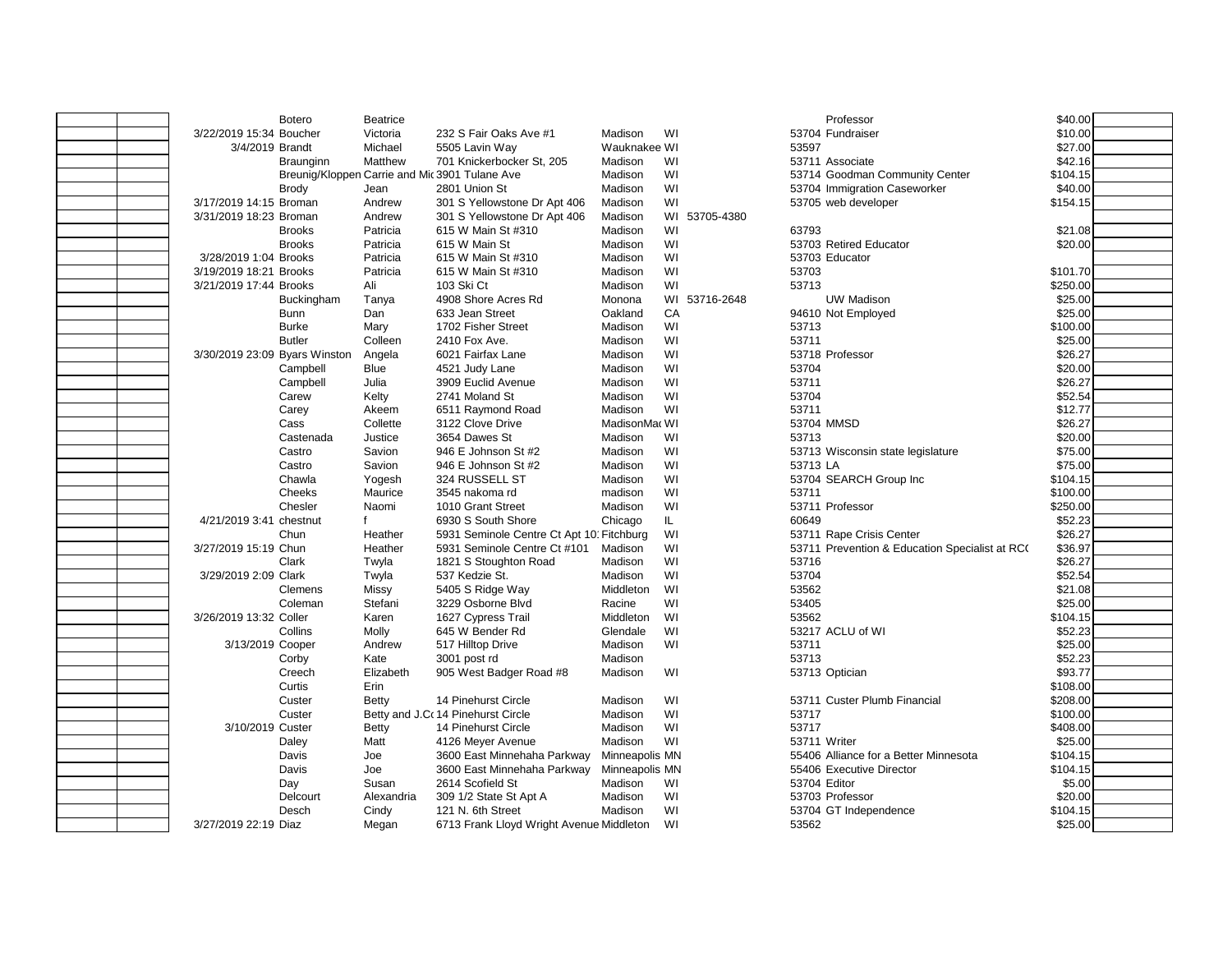| | | Date | Last Name | First Name | Address | City | State | Zip | Zip | Employer/Occupation | Amount | |
|---|---|---|---|---|---|---|---|---|---|---|---|---|
| | | | Botero | Beatrice | | | | | | Professor | $40.00 | |
| | | 3/22/2019 15:34 | Boucher | Victoria | 232 S Fair Oaks Ave #1 | Madison | WI | | 53704 | Fundraiser | $10.00 | |
| | | 3/4/2019 | Brandt | Michael | 5505 Lavin Way | Wauknakee | WI | | 53597 | | $27.00 | |
| | | | Braunginn | Matthew | 701 Knickerbocker St, 205 | Madison | WI | | 53711 | Associate | $42.16 | |
| | | | Breunig/Kloppen | Carrie and Mic | 3901 Tulane Ave | Madison | WI | | 53714 | Goodman Community Center | $104.15 | |
| | | | Brody | Jean | 2801 Union St | Madison | WI | | 53704 | Immigration Caseworker | $40.00 | |
| | | 3/17/2019 14:15 | Broman | Andrew | 301 S Yellowstone Dr Apt 406 | Madison | WI | | 53705 | web developer | $154.15 | |
| | | 3/31/2019 18:23 | Broman | Andrew | 301 S Yellowstone Dr Apt 406 | Madison | WI | 53705-4380 | | | | |
| | | | Brooks | Patricia | 615 W Main St #310 | Madison | WI | | 63793 | | $21.08 | |
| | | | Brooks | Patricia | 615 W Main St | Madison | WI | | 53703 | Retired Educator | $20.00 | |
| | | 3/28/2019 1:04 | Brooks | Patricia | 615 W Main St #310 | Madison | WI | | 53703 | Educator | | |
| | | 3/19/2019 18:21 | Brooks | Patricia | 615 W Main St #310 | Madison | WI | | 53703 | | $101.70 | |
| | | 3/21/2019 17:44 | Brooks | Ali | 103 Ski Ct | Madison | WI | | 53713 | | $250.00 | |
| | | | Buckingham | Tanya | 4908 Shore Acres Rd | Monona | WI | 53716-2648 | | UW Madison | $25.00 | |
| | | | Bunn | Dan | 633 Jean Street | Oakland | CA | | 94610 | Not Employed | $25.00 | |
| | | | Burke | Mary | 1702 Fisher Street | Madison | WI | | 53713 | | $100.00 | |
| | | | Butler | Colleen | 2410 Fox Ave. | Madison | WI | | 53711 | | $25.00 | |
| | | 3/30/2019 23:09 | Byars Winston | Angela | 6021 Fairfax Lane | Madison | WI | | 53718 | Professor | $26.27 | |
| | | | Campbell | Blue | 4521 Judy Lane | Madison | WI | | 53704 | | $20.00 | |
| | | | Campbell | Julia | 3909 Euclid Avenue | Madison | WI | | 53711 | | $26.27 | |
| | | | Carew | Kelty | 2741 Moland St | Madison | WI | | 53704 | | $52.54 | |
| | | | Carey | Akeem | 6511 Raymond Road | Madison | WI | | 53711 | | $12.77 | |
| | | | Cass | Collette | 3122 Clove Drive | MadisonMa | WI | | 53704 | MMSD | $26.27 | |
| | | | Castenada | Justice | 3654 Dawes St | Madison | WI | | 53713 | | $20.00 | |
| | | | Castro | Savion | 946 E Johnson St #2 | Madison | WI | | 53713 | Wisconsin state legislature | $75.00 | |
| | | | Castro | Savion | 946 E Johnson St #2 | Madison | WI | | 53713 | LA | $75.00 | |
| | | | Chawla | Yogesh | 324 RUSSELL ST | Madison | WI | | 53704 | SEARCH Group Inc | $104.15 | |
| | | | Cheeks | Maurice | 3545 nakoma rd | madison | WI | | 53711 | | $100.00 | |
| | | | Chesler | Naomi | 1010 Grant Street | Madison | WI | | 53711 | Professor | $250.00 | |
| | | 4/21/2019 3:41 | chestnut | f | 6930 S South Shore | Chicago | IL | | 60649 | | $52.23 | |
| | | | Chun | Heather | 5931 Seminole Centre Ct Apt 10 | Fitchburg | WI | | 53711 | Rape Crisis Center | $26.27 | |
| | | 3/27/2019 15:19 | Chun | Heather | 5931 Seminole Centre Ct #101 | Madison | WI | | 53711 | Prevention & Education Specialist at RC | $36.97 | |
| | | | Clark | Twyla | 1821 S Stoughton Road | Madison | WI | | 53716 | | $26.27 | |
| | | 3/29/2019 2:09 | Clark | Twyla | 537 Kedzie St. | Madison | WI | | 53704 | | $52.54 | |
| | | | Clemens | Missy | 5405 S Ridge Way | Middleton | WI | | 53562 | | $21.08 | |
| | | | Coleman | Stefani | 3229 Osborne Blvd | Racine | WI | | 53405 | | $25.00 | |
| | | 3/26/2019 13:32 | Coller | Karen | 1627 Cypress Trail | Middleton | WI | | 53562 | | $104.15 | |
| | | | Collins | Molly | 645 W Bender Rd | Glendale | WI | | 53217 | ACLU of WI | $52.23 | |
| | | 3/13/2019 | Cooper | Andrew | 517 Hilltop Drive | Madison | WI | | 53711 | | $25.00 | |
| | | | Corby | Kate | 3001 post rd | Madison | | | 53713 | | $52.23 | |
| | | | Creech | Elizabeth | 905 West Badger Road #8 | Madison | WI | | 53713 | Optician | $93.77 | |
| | | | Curtis | Erin | | | | | | | $108.00 | |
| | | | Custer | Betty | 14 Pinehurst Circle | Madison | WI | | 53711 | Custer Plumb Financial | $208.00 | |
| | | | Custer | Betty and J.C | 14 Pinehurst Circle | Madison | WI | | 53717 | | $100.00 | |
| | | 3/10/2019 | Custer | Betty | 14 Pinehurst Circle | Madison | WI | | 53717 | | $408.00 | |
| | | | Daley | Matt | 4126 Meyer Avenue | Madison | WI | | 53711 | Writer | $25.00 | |
| | | | Davis | Joe | 3600 East Minnehaha Parkway | Minneapolis | MN | | 55406 | Alliance for a Better Minnesota | $104.15 | |
| | | | Davis | Joe | 3600 East Minnehaha Parkway | Minneapolis | MN | | 55406 | Executive Director | $104.15 | |
| | | | Day | Susan | 2614 Scofield St | Madison | WI | | 53704 | Editor | $5.00 | |
| | | | Delcourt | Alexandria | 309 1/2 State St Apt A | Madison | WI | | 53703 | Professor | $20.00 | |
| | | | Desch | Cindy | 121 N. 6th Street | Madison | WI | | 53704 | GT Independence | $104.15 | |
| | | 3/27/2019 22:19 | Diaz | Megan | 6713 Frank Lloyd Wright Avenue | Middleton | WI | | 53562 | | $25.00 | |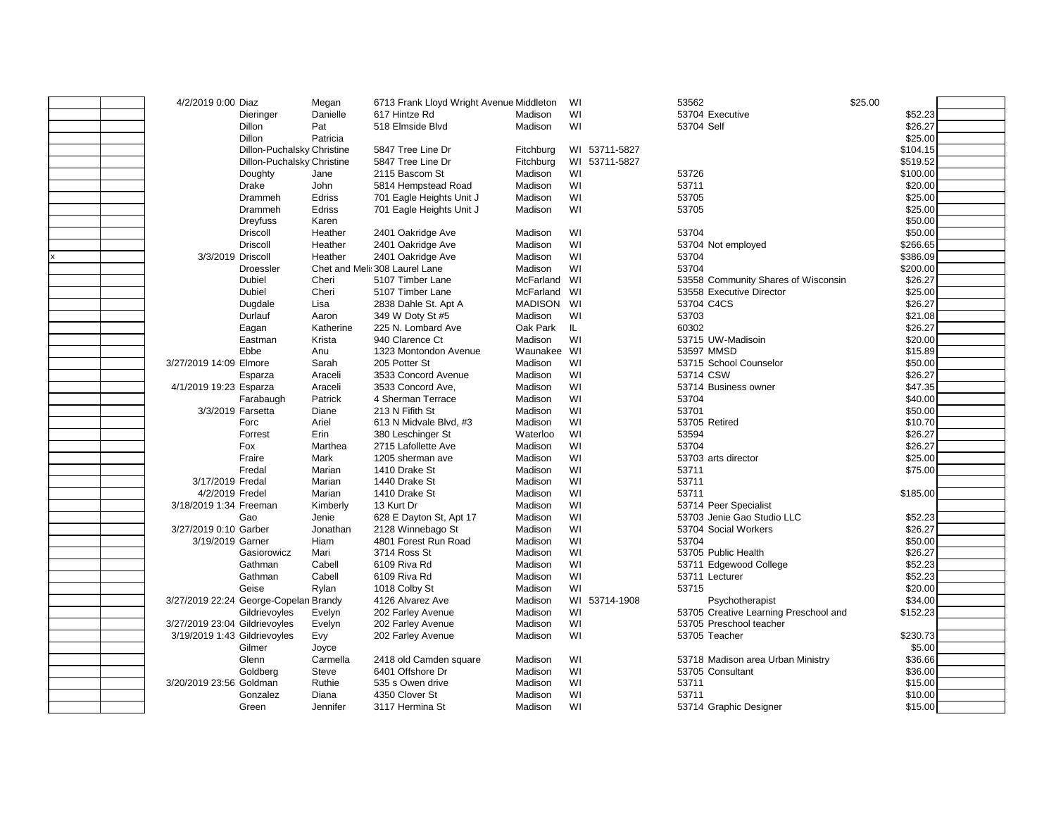| | | | | | | | | | | | | | |
|---|---|---|---|---|---|---|---|---|---|---|---|---|---|
| | | 4/2/2019 0:00 | Diaz | Megan | 6713 Frank Lloyd Wright Avenue | Middleton | WI | | 53562 | | $25.00 | | |
| | | | Dieringer | Danielle | 617 Hintze Rd | Madison | WI | | 53704 | Executive | | $52.23 | |
| | | | Dillon | Pat | 518 Elmside Blvd | Madison | WI | | 53704 | Self | | $26.27 | |
| | | | Dillon | Patricia | | | | | | | | $25.00 | |
| | | | Dillon-Puchalsky | Christine | 5847 Tree Line Dr | Fitchburg | WI | 53711-5827 | | | | $104.15 | |
| | | | Dillon-Puchalsky | Christine | 5847 Tree Line Dr | Fitchburg | WI | 53711-5827 | | | | $519.52 | |
| | | | Doughty | Jane | 2115 Bascom St | Madison | WI | | 53726 | | | $100.00 | |
| | | | Drake | John | 5814 Hempstead Road | Madison | WI | | 53711 | | | $20.00 | |
| | | | Drammeh | Edriss | 701 Eagle Heights Unit J | Madison | WI | | 53705 | | | $25.00 | |
| | | | Drammeh | Edriss | 701 Eagle Heights Unit J | Madison | WI | | 53705 | | | $25.00 | |
| | | | Dreyfuss | Karen | | | | | | | | $50.00 | |
| | | | Driscoll | Heather | 2401 Oakridge Ave | Madison | WI | | 53704 | | | $50.00 | |
| | | | Driscoll | Heather | 2401 Oakridge Ave | Madison | WI | | 53704 | Not employed | | $266.65 | |
| x | | 3/3/2019 | Driscoll | Heather | 2401 Oakridge Ave | Madison | WI | | 53704 | | | $386.09 | |
| | | | Droessler | Chet and Meli: | 308 Laurel Lane | Madison | WI | | 53704 | | | $200.00 | |
| | | | Dubiel | Cheri | 5107 Timber Lane | McFarland | WI | | 53558 | Community Shares of Wisconsin | | $26.27 | |
| | | | Dubiel | Cheri | 5107 Timber Lane | McFarland | WI | | 53558 | Executive Director | | $25.00 | |
| | | | Dugdale | Lisa | 2838 Dahle St. Apt A | MADISON | WI | | 53704 | C4CS | | $26.27 | |
| | | | Durlauf | Aaron | 349 W Doty St #5 | Madison | WI | | 53703 | | | $21.08 | |
| | | | Eagan | Katherine | 225 N. Lombard Ave | Oak Park | IL | | 60302 | | | $26.27 | |
| | | | Eastman | Krista | 940 Clarence Ct | Madison | WI | | 53715 | UW-Madisoin | | $20.00 | |
| | | | Ebbe | Anu | 1323 Montondon Avenue | Waunakee | WI | | 53597 | MMSD | | $15.89 | |
| | | 3/27/2019 14:09 | Elmore | Sarah | 205 Potter St | Madison | WI | | 53715 | School Counselor | | $50.00 | |
| | | | Esparza | Araceli | 3533 Concord Avenue | Madison | WI | | 53714 | CSW | | $26.27 | |
| | | 4/1/2019 19:23 | Esparza | Araceli | 3533 Concord Ave, | Madison | WI | | 53714 | Business owner | | $47.35 | |
| | | | Farabaugh | Patrick | 4 Sherman Terrace | Madison | WI | | 53704 | | | $40.00 | |
| | | 3/3/2019 | Farsetta | Diane | 213 N Fifith St | Madison | WI | | 53701 | | | $50.00 | |
| | | | Forc | Ariel | 613 N Midvale Blvd, #3 | Madison | WI | | 53705 | Retired | | $10.70 | |
| | | | Forrest | Erin | 380 Leschinger St | Waterloo | WI | | 53594 | | | $26.27 | |
| | | | Fox | Marthea | 2715 Lafollette Ave | Madison | WI | | 53704 | | | $26.27 | |
| | | | Fraire | Mark | 1205 sherman ave | Madison | WI | | 53703 | arts director | | $25.00 | |
| | | | Fredal | Marian | 1410 Drake St | Madison | WI | | 53711 | | | $75.00 | |
| | | 3/17/2019 | Fredal | Marian | 1440 Drake St | Madison | WI | | 53711 | | | | |
| | | 4/2/2019 | Fredel | Marian | 1410 Drake St | Madison | WI | | 53711 | | | $185.00 | |
| | | 3/18/2019 1:34 | Freeman | Kimberly | 13 Kurt Dr | Madison | WI | | 53714 | Peer Specialist | | | |
| | | | Gao | Jenie | 628 E Dayton St, Apt 17 | Madison | WI | | 53703 | Jenie Gao Studio LLC | | $52.23 | |
| | | 3/27/2019 0:10 | Garber | Jonathan | 2128 Winnebago St | Madison | WI | | 53704 | Social Workers | | $26.27 | |
| | | 3/19/2019 | Garner | Hiam | 4801 Forest Run Road | Madison | WI | | 53704 | | | $50.00 | |
| | | | Gasiorowicz | Mari | 3714 Ross St | Madison | WI | | 53705 | Public Health | | $26.27 | |
| | | | Gathman | Cabell | 6109 Riva Rd | Madison | WI | | 53711 | Edgewood College | | $52.23 | |
| | | | Gathman | Cabell | 6109 Riva Rd | Madison | WI | | 53711 | Lecturer | | $52.23 | |
| | | | Geise | Rylan | 1018 Colby St | Madison | WI | | 53715 | | | $20.00 | |
| | | 3/27/2019 22:24 | George-Copelan | Brandy | 4126 Alvarez Ave | Madison | WI | 53714-1908 | | Psychotherapist | | $34.00 | |
| | | | Gildrievoyles | Evelyn | 202 Farley Avenue | Madison | WI | | 53705 | Creative Learning Preschool and | | $152.23 | |
| | | 3/27/2019 23:04 | Gildrievoyles | Evelyn | 202 Farley Avenue | Madison | WI | | 53705 | Preschool teacher | | | |
| | | 3/19/2019 1:43 | Gildrievoyles | Evy | 202 Farley Avenue | Madison | WI | | 53705 | Teacher | | $230.73 | |
| | | | Gilmer | Joyce | | | | | | | | $5.00 | |
| | | | Glenn | Carmella | 2418 old Camden square | Madison | WI | | 53718 | Madison area Urban Ministry | | $36.66 | |
| | | | Goldberg | Steve | 6401 Offshore Dr | Madison | WI | | 53705 | Consultant | | $36.00 | |
| | | 3/20/2019 23:56 | Goldman | Ruthie | 535 s Owen drive | Madison | WI | | 53711 | | | $15.00 | |
| | | | Gonzalez | Diana | 4350 Clover St | Madison | WI | | 53711 | | | $10.00 | |
| | | | Green | Jennifer | 3117 Hermina St | Madison | WI | | 53714 | Graphic Designer | | $15.00 | |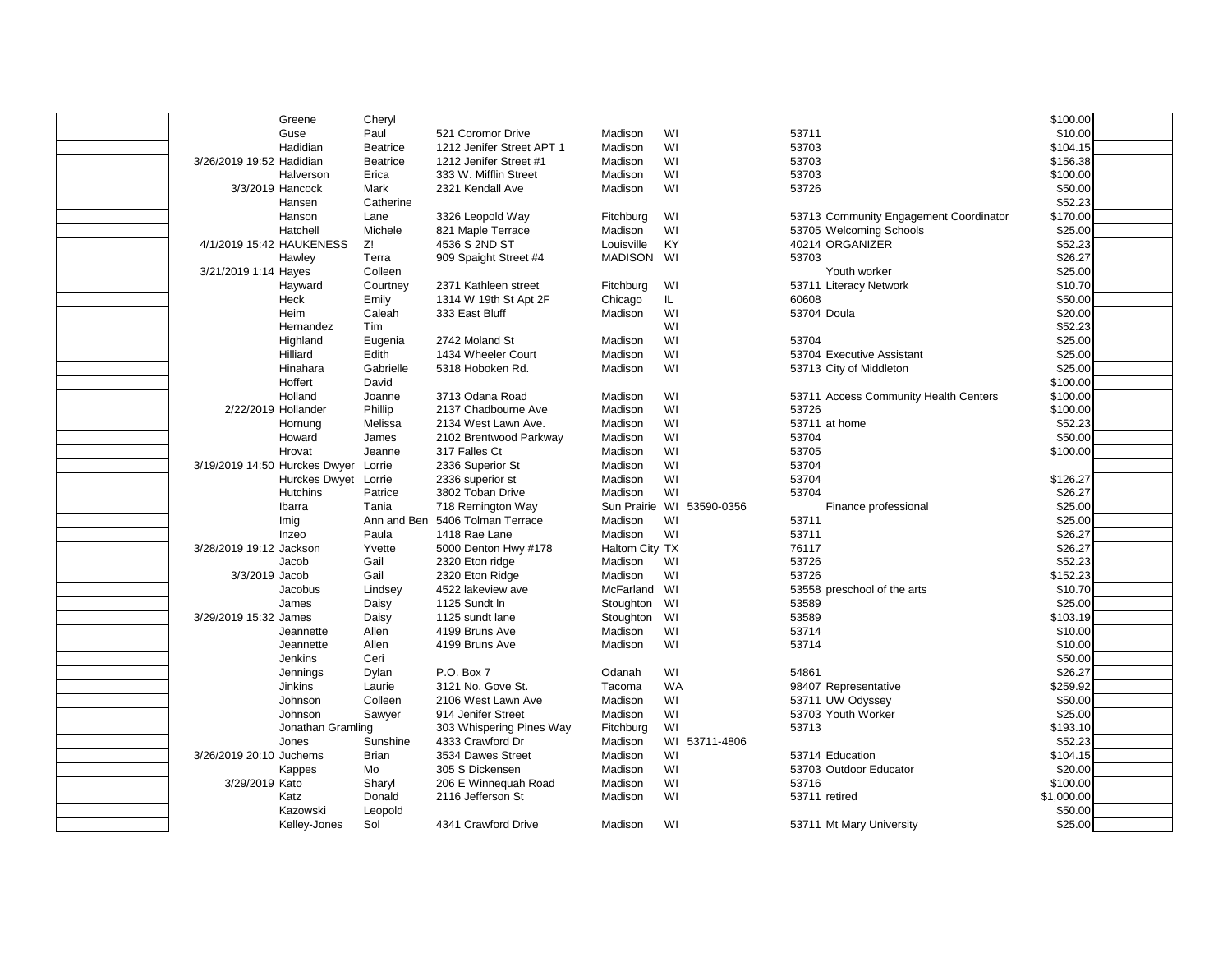| | | Date | Last Name | First Name | Address | City | State | Zip | Occupation/Employer | Amount | |
|---|---|---|---|---|---|---|---|---|---|---|---|
| | | | Greene | Cheryl | | | | | | $100.00 | |
| | | | Guse | Paul | 521 Coromor Drive | Madison | WI | 53711 | | $10.00 | |
| | | | Hadidian | Beatrice | 1212 Jenifer Street APT 1 | Madison | WI | 53703 | | $104.15 | |
| | | 3/26/2019 19:52 | Hadidian | Beatrice | 1212 Jenifer Street #1 | Madison | WI | 53703 | | $156.38 | |
| | | | Halverson | Erica | 333 W. Mifflin Street | Madison | WI | 53703 | | $100.00 | |
| | | 3/3/2019 | Hancock | Mark | 2321 Kendall Ave | Madison | WI | 53726 | | $50.00 | |
| | | | Hansen | Catherine | | | | | | $52.23 | |
| | | | Hanson | Lane | 3326 Leopold Way | Fitchburg | WI | 53713 | Community Engagement Coordinator | $170.00 | |
| | | | Hatchell | Michele | 821 Maple Terrace | Madison | WI | 53705 | Welcoming Schools | $25.00 | |
| | | 4/1/2019 15:42 | HAUKENESS | Z! | 4536 S 2ND ST | Louisville | KY | 40214 | ORGANIZER | $52.23 | |
| | | | Hawley | Terra | 909 Spaight Street #4 | MADISON | WI | 53703 | | $26.27 | |
| | | 3/21/2019 1:14 | Hayes | Colleen | | | | | Youth worker | $25.00 | |
| | | | Hayward | Courtney | 2371 Kathleen street | Fitchburg | WI | 53711 | Literacy Network | $10.70 | |
| | | | Heck | Emily | 1314 W 19th St Apt 2F | Chicago | IL | 60608 | | $50.00 | |
| | | | Heim | Caleah | 333 East Bluff | Madison | WI | 53704 | Doula | $20.00 | |
| | | | Hernandez | Tim | | | WI | | | $52.23 | |
| | | | Highland | Eugenia | 2742 Moland St | Madison | WI | 53704 | | $25.00 | |
| | | | Hilliard | Edith | 1434 Wheeler Court | Madison | WI | 53704 | Executive Assistant | $25.00 | |
| | | | Hinahara | Gabrielle | 5318 Hoboken Rd. | Madison | WI | 53713 | City of Middleton | $25.00 | |
| | | | Hoffert | David | | | | | | $100.00 | |
| | | | Holland | Joanne | 3713 Odana Road | Madison | WI | 53711 | Access Community Health Centers | $100.00 | |
| | | 2/22/2019 | Hollander | Phillip | 2137 Chadbourne Ave | Madison | WI | 53726 | | $100.00 | |
| | | | Hornung | Melissa | 2134 West Lawn Ave. | Madison | WI | 53711 | at home | $52.23 | |
| | | | Howard | James | 2102 Brentwood Parkway | Madison | WI | 53704 | | $50.00 | |
| | | | Hrovat | Jeanne | 317 Falles Ct | Madison | WI | 53705 | | $100.00 | |
| | | 3/19/2019 14:50 | Hurckes Dwyer | Lorrie | 2336 Superior St | Madison | WI | 53704 | | | |
| | | | Hurckes Dwyer | Lorrie | 2336 superior st | Madison | WI | 53704 | | $126.27 | |
| | | | Hutchins | Patrice | 3802 Toban Drive | Madison | WI | 53704 | | $26.27 | |
| | | | Ibarra | Tania | 718 Remington Way | Sun Prairie | WI | 53590-0356 | Finance professional | $25.00 | |
| | | | Imig | Ann and Ben | 5406 Tolman Terrace | Madison | WI | 53711 | | $25.00 | |
| | | | Inzeo | Paula | 1418 Rae Lane | Madison | WI | 53711 | | $26.27 | |
| | | 3/28/2019 19:12 | Jackson | Yvette | 5000 Denton Hwy #178 | Haltom City | TX | 76117 | | $26.27 | |
| | | | Jacob | Gail | 2320 Eton ridge | Madison | WI | 53726 | | $52.23 | |
| | | 3/3/2019 | Jacob | Gail | 2320 Eton Ridge | Madison | WI | 53726 | | $152.23 | |
| | | | Jacobus | Lindsey | 4522 lakeview ave | McFarland | WI | 53558 | preschool of the arts | $10.70 | |
| | | | James | Daisy | 1125 Sundt ln | Stoughton | WI | 53589 | | $25.00 | |
| | | 3/29/2019 15:32 | James | Daisy | 1125 sundt lane | Stoughton | WI | 53589 | | $103.19 | |
| | | | Jeannette | Allen | 4199 Bruns Ave | Madison | WI | 53714 | | $10.00 | |
| | | | Jeannette | Allen | 4199 Bruns Ave | Madison | WI | 53714 | | $10.00 | |
| | | | Jenkins | Ceri | | | | | | $50.00 | |
| | | | Jennings | Dylan | P.O. Box 7 | Odanah | WI | 54861 | | $26.27 | |
| | | | Jinkins | Laurie | 3121 No. Gove St. | Tacoma | WA | 98407 | Representative | $259.92 | |
| | | | Johnson | Colleen | 2106 West Lawn Ave | Madison | WI | 53711 | UW Odyssey | $50.00 | |
| | | | Johnson | Sawyer | 914 Jenifer Street | Madison | WI | 53703 | Youth Worker | $25.00 | |
| | | | Jonathan Gramling | | 303 Whispering Pines Way | Fitchburg | WI | 53713 | | $193.10 | |
| | | | Jones | Sunshine | 4333 Crawford Dr | Madison | WI | 53711-4806 | | $52.23 | |
| | | 3/26/2019 20:10 | Juchems | Brian | 3534 Dawes Street | Madison | WI | 53714 | Education | $104.15 | |
| | | | Kappes | Mo | 305 S Dickensen | Madison | WI | 53703 | Outdoor Educator | $20.00 | |
| | | 3/29/2019 | Kato | Sharyl | 206 E Winnequah Road | Madison | WI | 53716 | | $100.00 | |
| | | | Katz | Donald | 2116 Jefferson St | Madison | WI | 53711 | retired | $1,000.00 | |
| | | | Kazowski | Leopold | | | | | | $50.00 | |
| | | | Kelley-Jones | Sol | 4341 Crawford Drive | Madison | WI | 53711 | Mt Mary University | $25.00 | |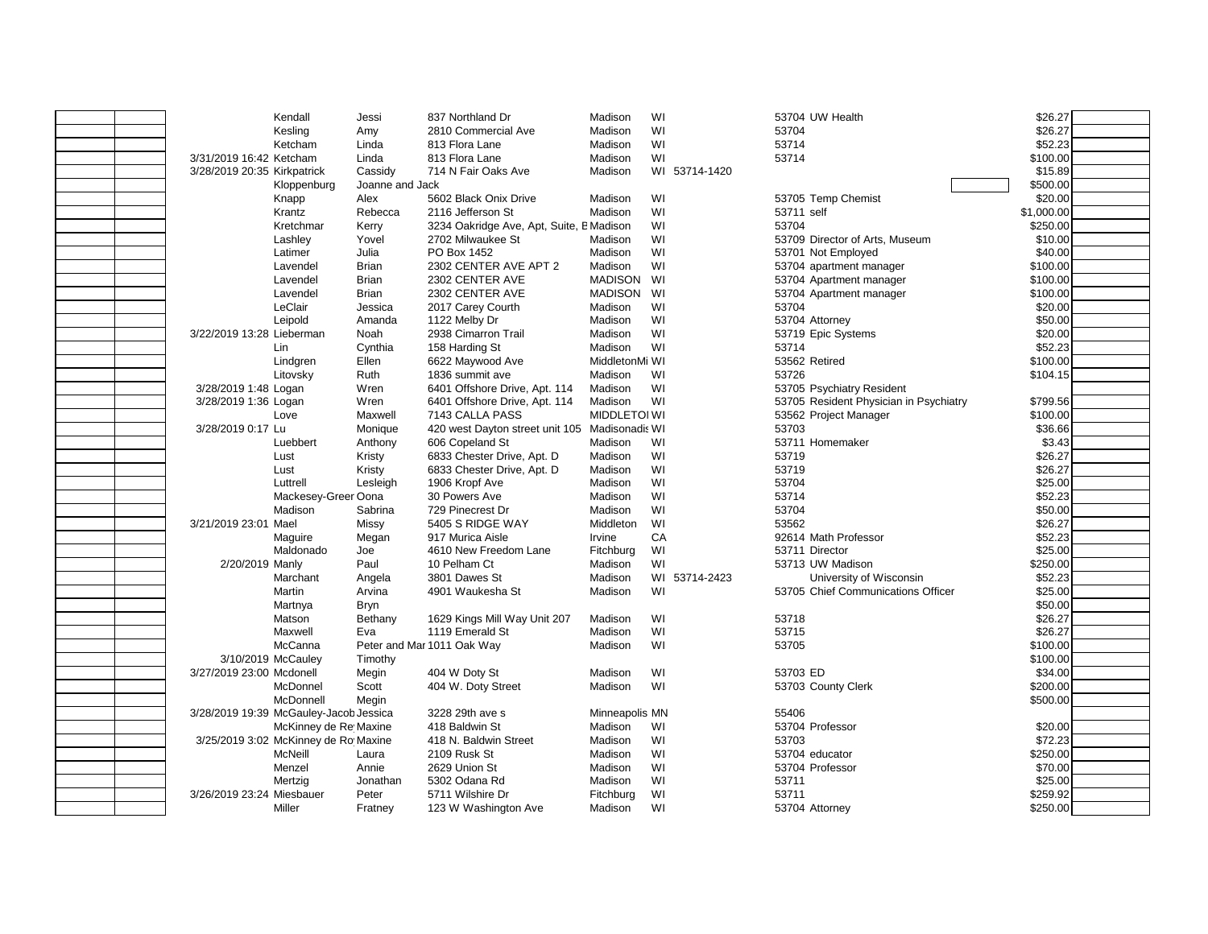| | | Date | Last Name | First Name | Address | City | State | Zip | Employer/Occupation | Amount | |
|---|---|---|---|---|---|---|---|---|---|---|---|
| | | | Kendall | Jessi | 837 Northland Dr | Madison | WI | 53704 | UW Health | $26.27 | |
| | | | Kesling | Amy | 2810 Commercial Ave | Madison | WI | 53704 | | $26.27 | |
| | | | Ketcham | Linda | 813 Flora Lane | Madison | WI | 53714 | | $52.23 | |
| | | 3/31/2019 16:42 | Ketcham | Linda | 813 Flora Lane | Madison | WI | 53714 | | $100.00 | |
| | | 3/28/2019 20:35 | Kirkpatrick | Cassidy | 714 N Fair Oaks Ave | Madison | WI | 53714-1420 | | $15.89 | |
| | | | Kloppenburg | Joanne and Jack | | | | | | $500.00 | |
| | | | Knapp | Alex | 5602 Black Onix Drive | Madison | WI | 53705 | Temp Chemist | $20.00 | |
| | | | Krantz | Rebecca | 2116 Jefferson St | Madison | WI | 53711 | self | $1,000.00 | |
| | | | Kretchmar | Kerry | 3234 Oakridge Ave, Apt, Suite, E | Madison | WI | 53704 | | $250.00 | |
| | | | Lashley | Yovel | 2702 Milwaukee St | Madison | WI | 53709 | Director of Arts, Museum | $10.00 | |
| | | | Latimer | Julia | PO Box 1452 | Madison | WI | 53701 | Not Employed | $40.00 | |
| | | | Lavendel | Brian | 2302 CENTER AVE APT 2 | Madison | WI | 53704 | apartment manager | $100.00 | |
| | | | Lavendel | Brian | 2302 CENTER AVE | MADISON | WI | 53704 | Apartment manager | $100.00 | |
| | | | Lavendel | Brian | 2302 CENTER AVE | MADISON | WI | 53704 | Apartment manager | $100.00 | |
| | | | LeClair | Jessica | 2017 Carey Courth | Madison | WI | 53704 | | $20.00 | |
| | | | Leipold | Amanda | 1122 Melby Dr | Madison | WI | 53704 | Attorney | $50.00 | |
| | | 3/22/2019 13:28 | Lieberman | Noah | 2938 Cimarron Trail | Madison | WI | 53719 | Epic Systems | $20.00 | |
| | | | Lin | Cynthia | 158 Harding St | Madison | WI | 53714 | | $52.23 | |
| | | | Lindgren | Ellen | 6622 Maywood Ave | MiddletonMi | WI | 53562 | Retired | $100.00 | |
| | | | Litovsky | Ruth | 1836 summit ave | Madison | WI | 53726 | | $104.15 | |
| | | 3/28/2019 1:48 | Logan | Wren | 6401 Offshore Drive, Apt. 114 | Madison | WI | 53705 | Psychiatry Resident | | |
| | | 3/28/2019 1:36 | Logan | Wren | 6401 Offshore Drive, Apt. 114 | Madison | WI | 53705 | Resident Physician in Psychiatry | $799.56 | |
| | | | Love | Maxwell | 7143 CALLA PASS | MIDDLETOI | WI | 53562 | Project Manager | $100.00 | |
| | | 3/28/2019 0:17 | Lu | Monique | 420 west Dayton street unit 105 | Madisonadis | WI | 53703 | | $36.66 | |
| | | | Luebbert | Anthony | 606 Copeland St | Madison | WI | 53711 | Homemaker | $3.43 | |
| | | | Lust | Kristy | 6833 Chester Drive, Apt. D | Madison | WI | 53719 | | $26.27 | |
| | | | Lust | Kristy | 6833 Chester Drive, Apt. D | Madison | WI | 53719 | | $26.27 | |
| | | | Luttrell | Lesleigh | 1906 Kropf Ave | Madison | WI | 53704 | | $25.00 | |
| | | | Mackesey-Greer | Oona | 30 Powers Ave | Madison | WI | 53714 | | $52.23 | |
| | | | Madison | Sabrina | 729 Pinecrest Dr | Madison | WI | 53704 | | $50.00 | |
| | | 3/21/2019 23:01 | Mael | Missy | 5405 S RIDGE WAY | Middleton | WI | 53562 | | $26.27 | |
| | | | Maguire | Megan | 917 Murica Aisle | Irvine | CA | 92614 | Math Professor | $52.23 | |
| | | | Maldonado | Joe | 4610 New Freedom Lane | Fitchburg | WI | 53711 | Director | $25.00 | |
| | | 2/20/2019 | Manly | Paul | 10 Pelham Ct | Madison | WI | 53713 | UW Madison | $250.00 | |
| | | | Marchant | Angela | 3801 Dawes St | Madison | WI | 53714-2423 | University of Wisconsin | $52.23 | |
| | | | Martin | Arvina | 4901 Waukesha St | Madison | WI | 53705 | Chief Communications Officer | $25.00 | |
| | | | Martnya | Bryn | | | | | | $50.00 | |
| | | | Matson | Bethany | 1629 Kings Mill Way Unit 207 | Madison | WI | 53718 | | $26.27 | |
| | | | Maxwell | Eva | 1119 Emerald St | Madison | WI | 53715 | | $26.27 | |
| | | | McCanna | Peter and Mar | 1011 Oak Way | Madison | WI | 53705 | | $100.00 | |
| | | 3/10/2019 | McCauley | Timothy | | | | | | $100.00 | |
| | | 3/27/2019 23:00 | Mcdonell | Megin | 404 W Doty St | Madison | WI | 53703 | ED | $34.00 | |
| | | | McDonnel | Scott | 404 W. Doty Street | Madison | WI | 53703 | County Clerk | $200.00 | |
| | | | McDonnell | Megin | | | | | | $500.00 | |
| | | 3/28/2019 19:39 | McGauley-Jacob | Jessica | 3228 29th ave s | Minneapolis | MN | 55406 | | | |
| | | | McKinney de Re | Maxine | 418 Baldwin St | Madison | WI | 53704 | Professor | $20.00 | |
| | | 3/25/2019 3:02 | McKinney de Ro | Maxine | 418 N. Baldwin Street | Madison | WI | 53703 | | $72.23 | |
| | | | McNeill | Laura | 2109 Rusk St | Madison | WI | 53704 | educator | $250.00 | |
| | | | Menzel | Annie | 2629 Union St | Madison | WI | 53704 | Professor | $70.00 | |
| | | | Mertzig | Jonathan | 5302 Odana Rd | Madison | WI | 53711 | | $25.00 | |
| | | 3/26/2019 23:24 | Miesbauer | Peter | 5711 Wilshire Dr | Fitchburg | WI | 53711 | | $259.92 | |
| | | | Miller | Fratney | 123 W Washington Ave | Madison | WI | 53704 | Attorney | $250.00 | |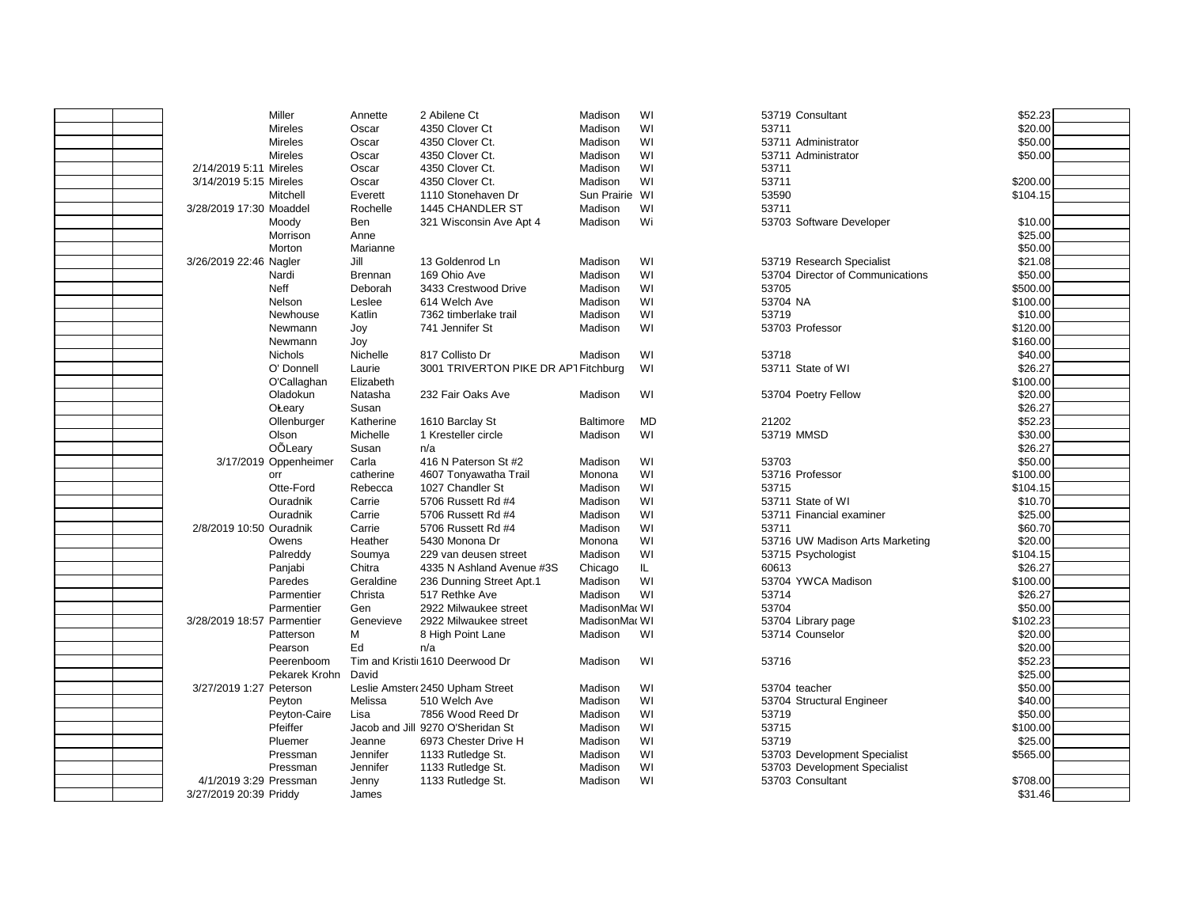| | | Date | Last Name | First Name | Address | City | State | Zip | Occupation | Amount | |
|---|---|---|---|---|---|---|---|---|---|---|---|
| | | | Miller | Annette | 2 Abilene Ct | Madison | WI | 53719 | Consultant | $52.23 | |
| | | | Mireles | Oscar | 4350 Clover Ct | Madison | WI | 53711 | | $20.00 | |
| | | | Mireles | Oscar | 4350 Clover Ct. | Madison | WI | 53711 | Administrator | $50.00 | |
| | | | Mireles | Oscar | 4350 Clover Ct. | Madison | WI | 53711 | Administrator | $50.00 | |
| | | 2/14/2019 5:11 | Mireles | Oscar | 4350 Clover Ct. | Madison | WI | 53711 | | | |
| | | 3/14/2019 5:15 | Mireles | Oscar | 4350 Clover Ct. | Madison | WI | 53711 | | $200.00 | |
| | | | Mitchell | Everett | 1110 Stonehaven Dr | Sun Prairie | WI | 53590 | | $104.15 | |
| | | 3/28/2019 17:30 | Moaddel | Rochelle | 1445 CHANDLER ST | Madison | WI | 53711 | | | |
| | | | Moody | Ben | 321 Wisconsin Ave Apt 4 | Madison | Wi | 53703 | Software Developer | $10.00 | |
| | | | Morrison | Anne | | | | | | $25.00 | |
| | | | Morton | Marianne | | | | | | $50.00 | |
| | | 3/26/2019 22:46 | Nagler | Jill | 13 Goldenrod Ln | Madison | WI | 53719 | Research Specialist | $21.08 | |
| | | | Nardi | Brennan | 169 Ohio Ave | Madison | WI | 53704 | Director of Communications | $50.00 | |
| | | | Neff | Deborah | 3433 Crestwood Drive | Madison | WI | 53705 | | $500.00 | |
| | | | Nelson | Leslee | 614 Welch Ave | Madison | WI | 53704 | NA | $100.00 | |
| | | | Newhouse | Katlin | 7362 timberlake trail | Madison | WI | 53719 | | $10.00 | |
| | | | Newmann | Joy | 741 Jennifer St | Madison | WI | 53703 | Professor | $120.00 | |
| | | | Newmann | Joy | | | | | | $160.00 | |
| | | | Nichols | Nichelle | 817 Collisto Dr | Madison | WI | 53718 | | $40.00 | |
| | | | O' Donnell | Laurie | 3001 TRIVERTON PIKE DR APT | Fitchburg | WI | 53711 | State of WI | $26.27 | |
| | | | O'Callaghan | Elizabeth | | | | | | $100.00 | |
| | | | Oladokun | Natasha | 232 Fair Oaks Ave | Madison | WI | 53704 | Poetry Fellow | $20.00 | |
| | | | OŁeary | Susan | | | | | | $26.27 | |
| | | | Ollenburger | Katherine | 1610 Barclay St | Baltimore | MD | 21202 | | $52.23 | |
| | | | Olson | Michelle | 1 Kresteller circle | Madison | WI | 53719 | MMSD | $30.00 | |
| | | | OÕLeary | Susan | n/a | | | | | $26.27 | |
| | | 3/17/2019 | Oppenheimer | Carla | 416 N Paterson St #2 | Madison | WI | 53703 | | $50.00 | |
| | | | orr | catherine | 4607 Tonyawatha Trail | Monona | WI | 53716 | Professor | $100.00 | |
| | | | Otte-Ford | Rebecca | 1027 Chandler St | Madison | WI | 53715 | | $104.15 | |
| | | | Ouradnik | Carrie | 5706 Russett Rd #4 | Madison | WI | 53711 | State of WI | $10.70 | |
| | | | Ouradnik | Carrie | 5706 Russett Rd #4 | Madison | WI | 53711 | Financial examiner | $25.00 | |
| | | 2/8/2019 10:50 | Ouradnik | Carrie | 5706 Russett Rd #4 | Madison | WI | 53711 | | $60.70 | |
| | | | Owens | Heather | 5430 Monona Dr | Monona | WI | 53716 | UW Madison Arts Marketing | $20.00 | |
| | | | Palreddy | Soumya | 229 van deusen street | Madison | WI | 53715 | Psychologist | $104.15 | |
| | | | Panjabi | Chitra | 4335 N Ashland Avenue #3S | Chicago | IL | 60613 | | $26.27 | |
| | | | Paredes | Geraldine | 236 Dunning Street Apt.1 | Madison | WI | 53704 | YWCA Madison | $100.00 | |
| | | | Parmentier | Christa | 517 Rethke Ave | Madison | WI | 53714 | | $26.27 | |
| | | | Parmentier | Gen | 2922 Milwaukee street | MadisonMad | WI | 53704 | | $50.00 | |
| | | 3/28/2019 18:57 | Parmentier | Genevieve | 2922 Milwaukee street | MadisonMad | WI | 53704 | Library page | $102.23 | |
| | | | Patterson | M | 8 High Point Lane | Madison | WI | 53714 | Counselor | $20.00 | |
| | | | Pearson | Ed | n/a | | | | | $20.00 | |
| | | | Peerenboom | Tim and Kristi | 1610 Deerwood Dr | Madison | WI | 53716 | | $52.23 | |
| | | | Pekarek Krohn | David | | | | | | $25.00 | |
| | | 3/27/2019 1:27 | Peterson | Leslie Amster | 2450 Upham Street | Madison | WI | 53704 | teacher | $50.00 | |
| | | | Peyton | Melissa | 510 Welch Ave | Madison | WI | 53704 | Structural Engineer | $40.00 | |
| | | | Peyton-Caire | Lisa | 7856 Wood Reed Dr | Madison | WI | 53719 | | $50.00 | |
| | | | Pfeiffer | Jacob and Jill | 9270 O'Sheridan St | Madison | WI | 53715 | | $100.00 | |
| | | | Pluemer | Jeanne | 6973 Chester Drive H | Madison | WI | 53719 | | $25.00 | |
| | | | Pressman | Jennifer | 1133 Rutledge St. | Madison | WI | 53703 | Development Specialist | $565.00 | |
| | | | Pressman | Jennifer | 1133 Rutledge St. | Madison | WI | 53703 | Development Specialist | | |
| | | 4/1/2019 3:29 | Pressman | Jenny | 1133 Rutledge St. | Madison | WI | 53703 | Consultant | $708.00 | |
| | | 3/27/2019 20:39 | Priddy | James | | | | | | $31.46 | |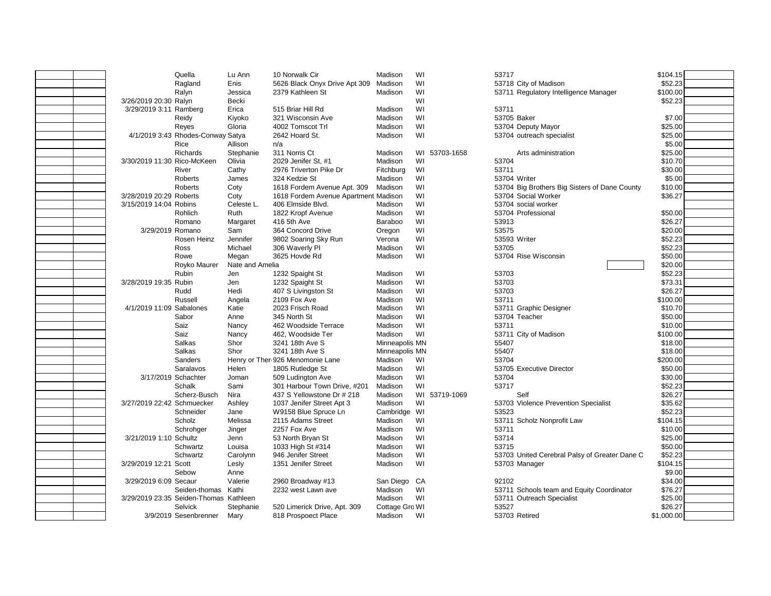| | | Date | Last Name | First Name | Address | City | State | Zip+4 | Zip | Occupation/Employer | Amount | |
|---|---|---|---|---|---|---|---|---|---|---|---|---|
| | | | Quella | Lu Ann | 10 Norwalk Cir | Madison | WI | | 53717 | | $104.15 | |
| | | | Ragland | Enis | 5626 Black Onyx Drive Apt 309 | Madison | WI | | 53718 | City of Madison | $52.23 | |
| | | | Ralyn | Jessica | 2379 Kathleen St | Madison | WI | | 53711 | Regulatory Intelligence Manager | $100.00 | |
| | | 3/26/2019 20:30 | Ralyn | Becki | | | WI | | | | $52.23 | |
| | | 3/29/2019 3:11 | Ramberg | Erica | 515 Briar Hill Rd | Madison | WI | | 53711 | | | |
| | | | Reidy | Kiyoko | 321 Wisconsin Ave | Madison | WI | | 53705 | Baker | $7.00 | |
| | | | Reyes | Gloria | 4002 Tomscot Trl | Madison | WI | | 53704 | Deputy Mayor | $25.00 | |
| | | 4/1/2019 3:43 | Rhodes-Conway | Satya | 2642 Hoard St. | Madison | WI | | 53704 | outreach specialist | $25.00 | |
| | | | Rice | Allison | n/a | | | | | | $5.00 | |
| | | | Richards | Stephanie | 311 Norris Ct | Madison | WI | 53703-1658 | | Arts administration | $25.00 | |
| | | 3/30/2019 11:30 | Rico-McKeen | Olivia | 2029 Jenifer St, #1 | Madison | WI | | 53704 | | $10.70 | |
| | | | River | Cathy | 2976 Triverton Pike Dr | Fitchburg | WI | | 53711 | | $30.00 | |
| | | | Roberts | James | 324 Kedzie St | Madison | WI | | 53704 | Writer | $5.00 | |
| | | | Roberts | Coty | 1618 Fordem Avenue Apt. 309 | Madison | WI | | 53704 | Big Brothers Big Sisters of Dane County | $10.00 | |
| | | 3/28/2019 20:29 | Roberts | Coty | 1618 Fordem Avenue Apartment | Madison | WI | | 53704 | Social Worker | $36.27 | |
| | | 3/15/2019 14:04 | Robins | Celeste L. | 406 Elmside Blvd. | Madison | WI | | 53704 | social worker | | |
| | | | Rohlich | Ruth | 1822 Kropf Avenue | Madison | WI | | 53704 | Professional | $50.00 | |
| | | | Romano | Margaret | 416 5th Ave | Baraboo | WI | | 53913 | | $26.27 | |
| | | 3/29/2019 | Romano | Sam | 364 Concord Drive | Oregon | WI | | 53575 | | $20.00 | |
| | | | Rosen Heinz | Jennifer | 9802 Soaring Sky Run | Verona | WI | | 53593 | Writer | $52.23 | |
| | | | Ross | Michael | 306 Waverly Pl | Madison | WI | | 53705 | | $52.23 | |
| | | | Rowe | Megan | 3625 Hovde Rd | Madison | WI | | 53704 | Rise Wisconsin | $50.00 | |
| | | | Royko Maurer | Nate and Amelia | | | | | | | $20.00 | |
| | | | Rubin | Jen | 1232 Spaight St | Madison | WI | | 53703 | | $52.23 | |
| | | 3/28/2019 19:35 | Rubin | Jen | 1232 Spaight St | Madison | WI | | 53703 | | $73.31 | |
| | | | Rudd | Hedi | 407 S Livingston St | Madison | WI | | 53703 | | $26.27 | |
| | | | Russell | Angela | 2109 Fox Ave | Madison | WI | | 53711 | | $100.00 | |
| | | 4/1/2019 11:09 | Sabalones | Katie | 2023 Frisch Road | Madison | WI | | 53711 | Graphic Designer | $10.70 | |
| | | | Sabor | Anne | 345 North St | Madison | WI | | 53704 | Teacher | $50.00 | |
| | | | Saiz | Nancy | 462 Woodside Terrace | Madison | WI | | 53711 | | $10.00 | |
| | | | Saiz | Nancy | 462, Woodside Ter | Madison | WI | | 53711 | City of Madison | $100.00 | |
| | | | Salkas | Shor | 3241 18th Ave S | Minneapolis | MN | | 55407 | | $18.00 | |
| | | | Salkas | Shor | 3241 18th Ave S | Minneapolis | MN | | 55407 | | $18.00 | |
| | | | Sanders | Henry or Ther | 926 Menomonie Lane | Madison | WI | | 53704 | | $200.00 | |
| | | | Saralavos | Helen | 1805 Rutledge St | Madison | WI | | 53705 | Executive Director | $50.00 | |
| | | 3/17/2019 | Schachter | Joman | 509 Ludington Ave | Madison | WI | | 53704 | | $30.00 | |
| | | | Schalk | Sami | 301 Harbour Town Drive, #201 | Madison | WI | | 53717 | | $52.23 | |
| | | | Scherz-Busch | Nira | 437 S Yellowstone Dr # 218 | Madison | WI | 53719-1069 | | Self | $26.27 | |
| | | 3/27/2019 22:42 | Schmuecker | Ashley | 1037 Jenifer Street Apt 3 | Madison | WI | | 53703 | Violence Prevention Specialist | $35.62 | |
| | | | Schneider | Jane | W9158 Blue Spruce Ln | Cambridge | WI | | 53523 | | $52.23 | |
| | | | Scholz | Melissa | 2115 Adams Street | Madison | WI | | 53711 | Scholz Nonprofit Law | $104.15 | |
| | | | Schrohger | Jinger | 2257 Fox Ave | Madison | WI | | 53711 | | $10.00 | |
| | | 3/21/2019 1:10 | Schultz | Jenn | 53 North Bryan St | Madison | WI | | 53714 | | $25.00 | |
| | | | Schwartz | Louisa | 1033 High St #314 | Madison | WI | | 53715 | | $50.00 | |
| | | | Schwartz | Carolynn | 946 Jenifer Street | Madison | WI | | 53703 | United Cerebral Palsy of Greater Dane C | $52.23 | |
| | | 3/29/2019 12:21 | Scott | Lesly | 1351 Jenifer Street | Madison | WI | | 53703 | Manager | $104.15 | |
| | | | Sebow | Anne | | | | | | | $9.00 | |
| | | 3/29/2019 6:09 | Secaur | Valerie | 2960 Broadway #13 | San Diego | CA | | 92102 | | $34.00 | |
| | | | Seiden-thomas | Kathi | 2232 west Lawn ave | Madison | WI | | 53711 | Schools team and Equity Coordinator | $76.27 | |
| | | 3/29/2019 23:35 | Seiden-Thomas | Kathleen | | Madison | WI | | 53711 | Outreach Specialist | $25.00 | |
| | | | Selvick | Stephanie | 520 Limerick Drive, Apt. 309 | Cottage Gro | WI | | 53527 | | $26.27 | |
| | | 3/9/2019 | Sesenbrenner | Mary | 818 Prospoect Place | Madison | WI | | 53703 | Retired | $1,000.00 | |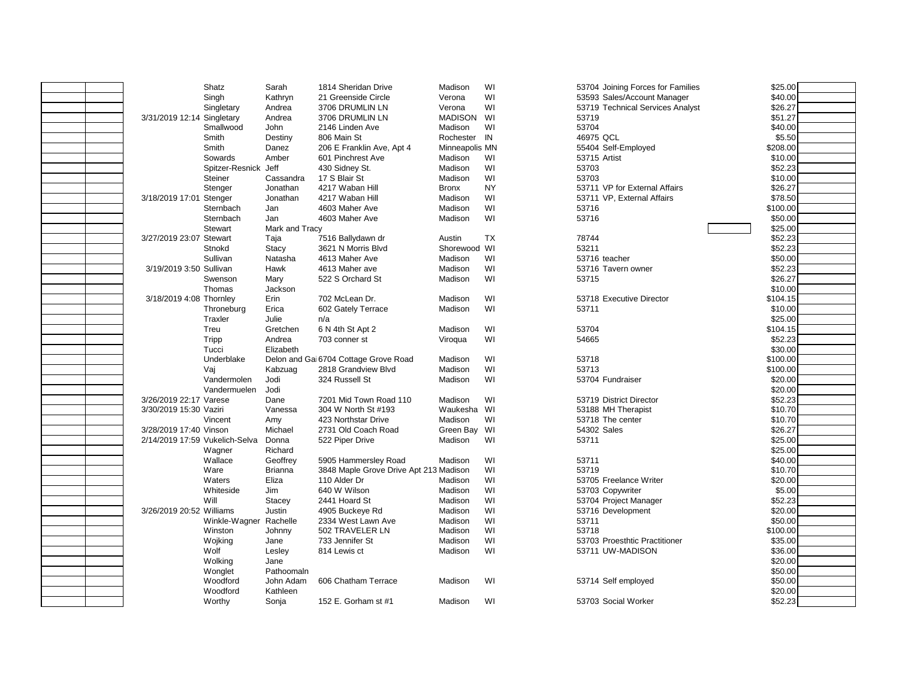| | | | Last | First | Address | City | State | Zip | Occupation | | Amount | |
|---|---|---|---|---|---|---|---|---|---|---|---|---|
| | | | Shatz | Sarah | 1814 Sheridan Drive | Madison | WI | 53704 | Joining Forces for Families | | $25.00 | |
| | | | Singh | Kathryn | 21 Greenside Circle | Verona | WI | 53593 | Sales/Account Manager | | $40.00 | |
| | | | Singletary | Andrea | 3706 DRUMLIN LN | Verona | WI | 53719 | Technical Services Analyst | | $26.27 | |
| | | 3/31/2019 12:14 | Singletary | Andrea | 3706 DRUMLIN LN | MADISON | WI | 53719 | | | $51.27 | |
| | | | Smallwood | John | 2146 Linden Ave | Madison | WI | 53704 | | | $40.00 | |
| | | | Smith | Destiny | 806 Main St | Rochester | IN | 46975 | QCL | | $5.50 | |
| | | | Smith | Danez | 206 E Franklin Ave, Apt 4 | Minneapolis | MN | 55404 | Self-Employed | | $208.00 | |
| | | | Sowards | Amber | 601 Pinchrest Ave | Madison | WI | 53715 | Artist | | $10.00 | |
| | | | Spitzer-Resnick | Jeff | 430 Sidney St. | Madison | WI | 53703 | | | $52.23 | |
| | | | Steiner | Cassandra | 17 S Blair St | Madison | WI | 53703 | | | $10.00 | |
| | | | Stenger | Jonathan | 4217 Waban Hill | Bronx | NY | 53711 | VP for External Affairs | | $26.27 | |
| | | 3/18/2019 17:01 | Stenger | Jonathan | 4217 Waban Hill | Madison | WI | 53711 | VP, External Affairs | | $78.50 | |
| | | | Sternbach | Jan | 4603 Maher Ave | Madison | WI | 53716 | | | $100.00 | |
| | | | Sternbach | Jan | 4603 Maher Ave | Madison | WI | 53716 | | | $50.00 | |
| | | | Stewart | Mark and Tracy | | | | | | | $25.00 | |
| | | 3/27/2019 23:07 | Stewart | Taja | 7516 Ballydawn dr | Austin | TX | 78744 | | | $52.23 | |
| | | | Stnokd | Stacy | 3621 N Morris Blvd | Shorewood | WI | 53211 | | | $52.23 | |
| | | | Sullivan | Natasha | 4613 Maher Ave | Madison | WI | 53716 | teacher | | $50.00 | |
| | | 3/19/2019 3:50 | Sullivan | Hawk | 4613 Maher ave | Madison | WI | 53716 | Tavern owner | | $52.23 | |
| | | | Swenson | Mary | 522 S Orchard St | Madison | WI | 53715 | | | $26.27 | |
| | | | Thomas | Jackson | | | | | | | $10.00 | |
| | | 3/18/2019 4:08 | Thornley | Erin | 702 McLean Dr. | Madison | WI | 53718 | Executive Director | | $104.15 | |
| | | | Throneburg | Erica | 602 Gately Terrace | Madison | WI | 53711 | | | $10.00 | |
| | | | Traxler | Julie | n/a | | | | | | $25.00 | |
| | | | Treu | Gretchen | 6 N 4th St Apt 2 | Madison | WI | 53704 | | | $104.15 | |
| | | | Tripp | Andrea | 703 conner st | Viroqua | WI | 54665 | | | $52.23 | |
| | | | Tucci | Elizabeth | | | | | | | $30.00 | |
| | | | Underblake | Delon and Gai | 6704 Cottage Grove Road | Madison | WI | 53718 | | | $100.00 | |
| | | | Vaj | Kabzuag | 2818 Grandview Blvd | Madison | WI | 53713 | | | $100.00 | |
| | | | Vandermolen | Jodi | 324 Russell St | Madison | WI | 53704 | Fundraiser | | $20.00 | |
| | | | Vandermuelen | Jodi | | | | | | | $20.00 | |
| | | 3/26/2019 22:17 | Varese | Dane | 7201 Mid Town Road 110 | Madison | WI | 53719 | District Director | | $52.23 | |
| | | 3/30/2019 15:30 | Vaziri | Vanessa | 304 W North St #193 | Waukesha | WI | 53188 | MH Therapist | | $10.70 | |
| | | | Vincent | Amy | 423 Northstar Drive | Madison | WI | 53718 | The center | | $10.70 | |
| | | 3/28/2019 17:40 | Vinson | Michael | 2731 Old Coach Road | Green Bay | WI | 54302 | Sales | | $26.27 | |
| | | 2/14/2019 17:59 | Vukelich-Selva | Donna | 522 Piper Drive | Madison | WI | 53711 | | | $25.00 | |
| | | | Wagner | Richard | | | | | | | $25.00 | |
| | | | Wallace | Geoffrey | 5905 Hammersley Road | Madison | WI | 53711 | | | $40.00 | |
| | | | Ware | Brianna | 3848 Maple Grove Drive Apt 213 | Madison | WI | 53719 | | | $10.70 | |
| | | | Waters | Eliza | 110 Alder Dr | Madison | WI | 53705 | Freelance Writer | | $20.00 | |
| | | | Whiteside | Jim | 640 W Wilson | Madison | WI | 53703 | Copywriter | | $5.00 | |
| | | | Will | Stacey | 2441 Hoard St | Madison | WI | 53704 | Project Manager | | $52.23 | |
| | | 3/26/2019 20:52 | Williams | Justin | 4905 Buckeye Rd | Madison | WI | 53716 | Development | | $20.00 | |
| | | | Winkle-Wagner | Rachelle | 2334 West Lawn Ave | Madison | WI | 53711 | | | $50.00 | |
| | | | Winston | Johnny | 502 TRAVELER LN | Madison | WI | 53718 | | | $100.00 | |
| | | | Wojking | Jane | 733 Jennifer St | Madison | WI | 53703 | Proesthtic Practitioner | | $35.00 | |
| | | | Wolf | Lesley | 814 Lewis ct | Madison | WI | 53711 | UW-MADISON | | $36.00 | |
| | | | Wolking | Jane | | | | | | | $20.00 | |
| | | | Wonglet | Pathoomaln | | | | | | | $50.00 | |
| | | | Woodford | John Adam | 606 Chatham Terrace | Madison | WI | 53714 | Self employed | | $50.00 | |
| | | | Woodford | Kathleen | | | | | | | $20.00 | |
| | | | Worthy | Sonja | 152 E. Gorham st #1 | Madison | WI | 53703 | Social Worker | | $52.23 | |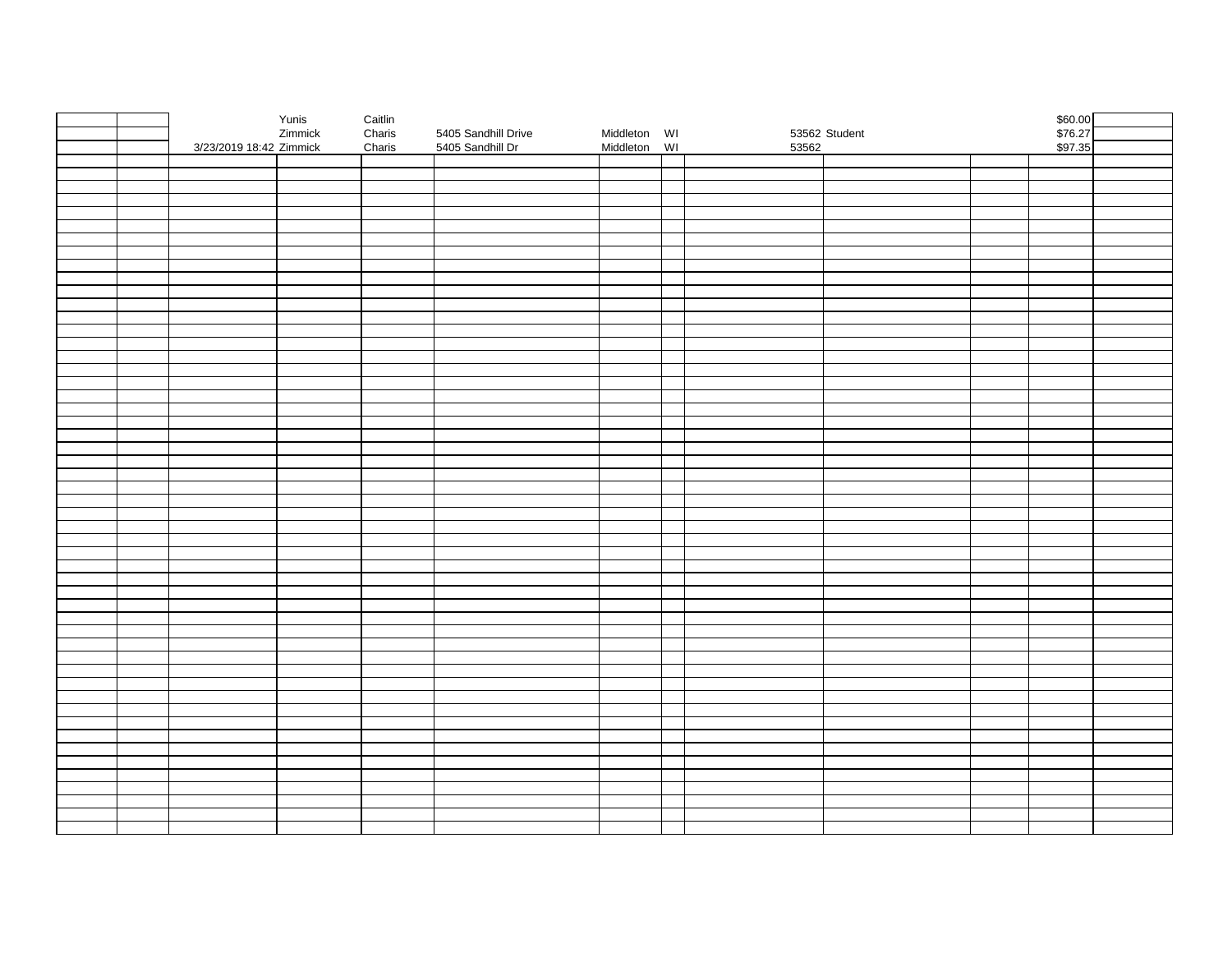|  |  |  | Yunis | Caitlin |  |  |  |  |  |  | $60.00 |  |
|---|---|---|---|---|---|---|---|---|---|---|---|---|
|  |  |  | Zimmick | Charis | 5405 Sandhill Drive | Middleton | WI | 53562 | Student |  | $76.27 |  |
|  |  | 3/23/2019 18:42 | Zimmick | Charis | 5405 Sandhill Dr | Middleton | WI | 53562 |  |  | $97.35 |  |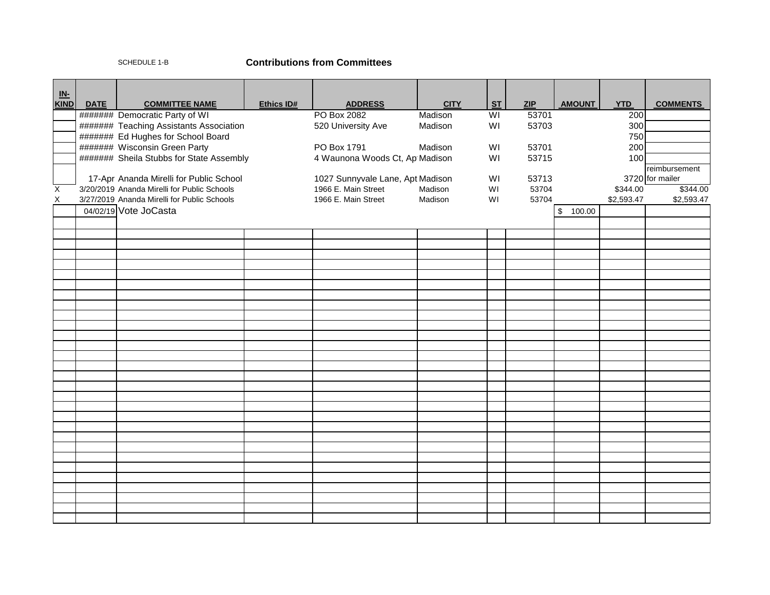SCHEDULE 1-B

**Contributions from Committees**

| IN-KIND | DATE | COMMITTEE NAME | Ethics ID# | ADDRESS | CITY | ST | ZIP | AMOUNT | YTD | COMMENTS |
|---|---|---|---|---|---|---|---|---|---|---|
| | ####### | Democratic Party of WI | | PO Box 2082 | Madison | WI | 53701 | | 200 | |
| | ####### | Teaching Assistants Association | | 520 University Ave | Madison | WI | 53703 | | 300 | |
| | ####### | Ed Hughes for School Board | | | | | | | 750 | |
| | ####### | Wisconsin Green Party | | PO Box 1791 | Madison | WI | 53701 | | 200 | |
| | ####### | Sheila Stubbs for State Assembly | | 4 Waunona Woods Ct, Ap | Madison | WI | 53715 | | 100 | |
| | 17-Apr | Ananda Mirelli for Public School | | 1027 Sunnyvale Lane, Apt | Madison | WI | 53713 | | 3720 | reimbursement for mailer |
| X | 3/20/2019 | Ananda Mirelli for Public Schools | | 1966 E. Main Street | Madison | WI | 53704 | | $344.00 | $344.00 |
| X | 3/27/2019 | Ananda Mirelli for Public Schools | | 1966 E. Main Street | Madison | WI | 53704 | | $2,593.47 | $2,593.47 |
| | 04/02/19 | Vote JoCasta | | | | | | $ 100.00 | | |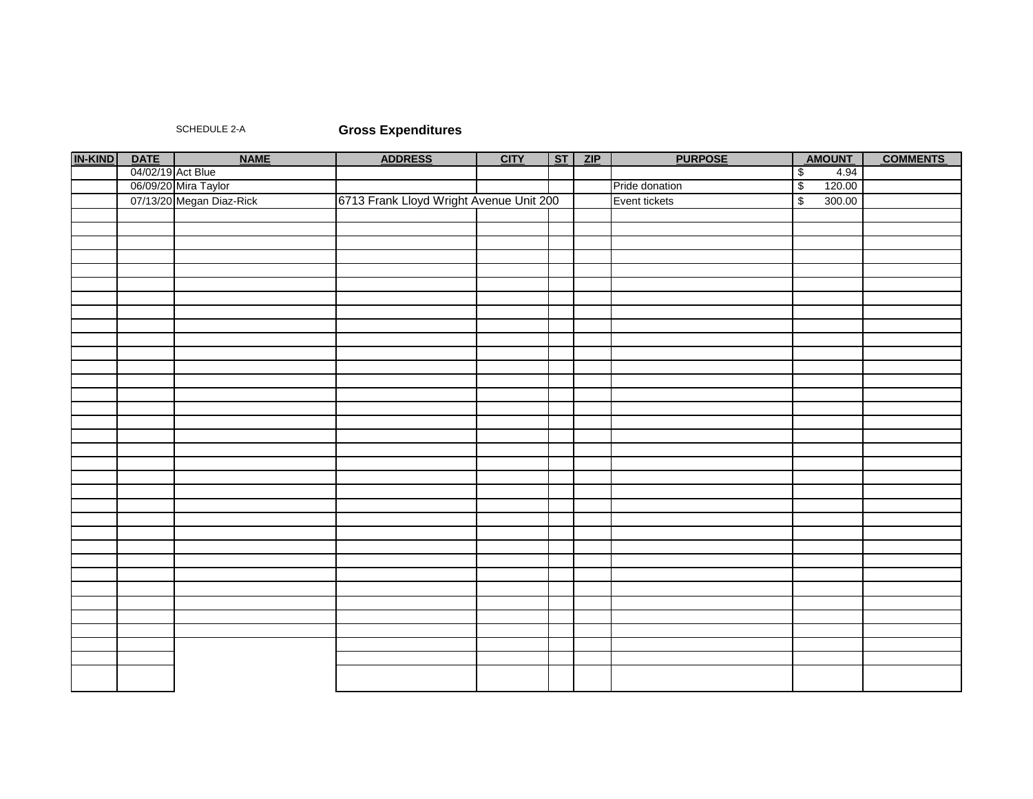SCHEDULE 2-A

## Gross Expenditures

| IN-KIND | DATE | NAME | ADDRESS | CITY | ST | ZIP | PURPOSE | AMOUNT | COMMENTS |
|---|---|---|---|---|---|---|---|---|---|
| | 04/02/19 | Act Blue | | | | | | $ 4.94 | |
| | 06/09/20 | Mira Taylor | | | | | Pride donation | $ 120.00 | |
| | 07/13/20 | Megan Diaz-Rick | 6713 Frank Lloyd Wright Avenue Unit 200 | | | | Event tickets | $ 300.00 | |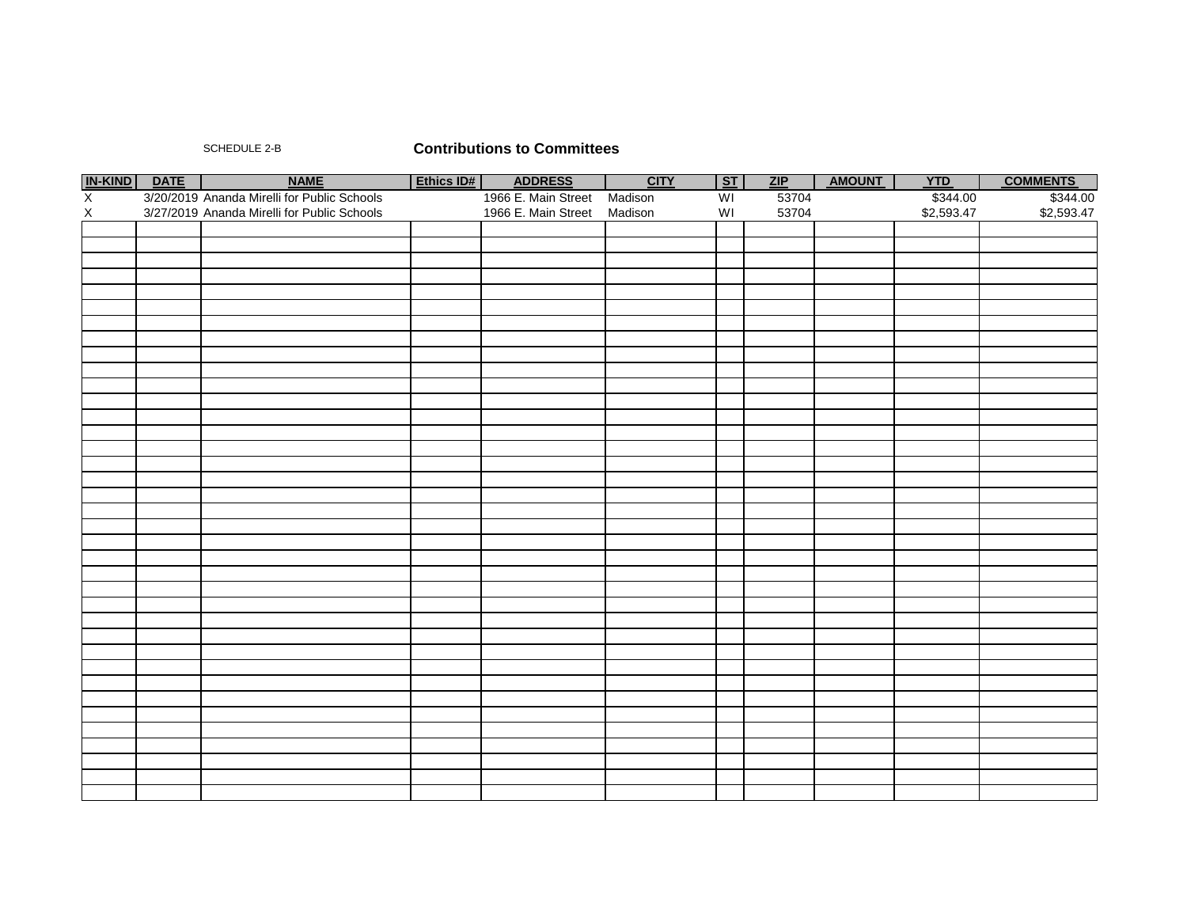SCHEDULE 2-B

## Contributions to Committees

| IN-KIND | DATE | NAME | Ethics ID# | ADDRESS | CITY | ST | ZIP | AMOUNT | YTD | COMMENTS |
|---|---|---|---|---|---|---|---|---|---|---|
| X | 3/20/2019 | Ananda Mirelli for Public Schools | | 1966 E. Main Street | Madison | WI | 53704 | | $344.00 | $344.00 |
| X | 3/27/2019 | Ananda Mirelli for Public Schools | | 1966 E. Main Street | Madison | WI | 53704 | | $2,593.47 | $2,593.47 |